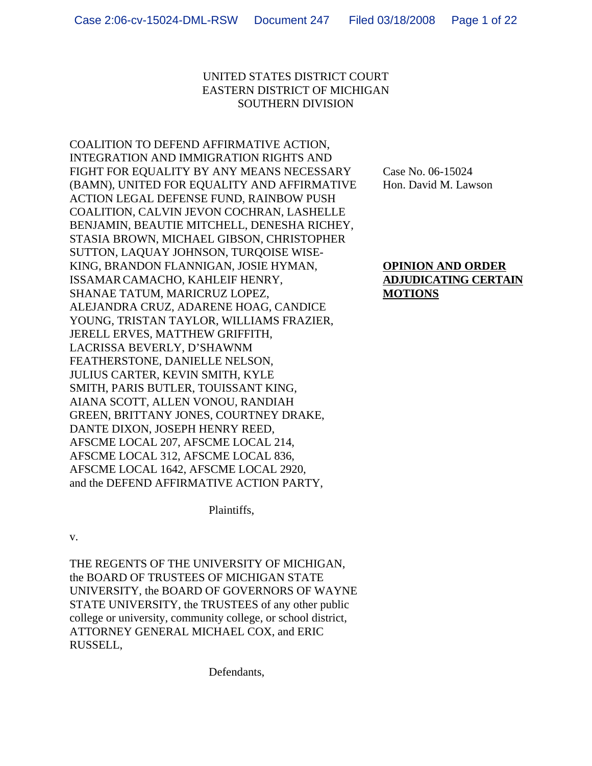UNITED STATES DISTRICT COURT
EASTERN DISTRICT OF MICHIGAN
SOUTHERN DIVISION

COALITION TO DEFEND AFFIRMATIVE ACTION, INTEGRATION AND IMMIGRATION RIGHTS AND FIGHT FOR EQUALITY BY ANY MEANS NECESSARY (BAMN), UNITED FOR EQUALITY AND AFFIRMATIVE ACTION LEGAL DEFENSE FUND, RAINBOW PUSH COALITION, CALVIN JEVON COCHRAN, LASHELLE BENJAMIN, BEAUTIE MITCHELL, DENESHA RICHEY, STASIA BROWN, MICHAEL GIBSON, CHRISTOPHER SUTTON, LAQUAY JOHNSON, TURQOISE WISE-KING, BRANDON FLANNIGAN, JOSIE HYMAN, ISSAMAR CAMACHO, KAHLEIF HENRY, SHANAE TATUM, MARICRUZ LOPEZ, ALEJANDRA CRUZ, ADARENE HOAG, CANDICE YOUNG, TRISTAN TAYLOR, WILLIAMS FRAZIER, JERELL ERVES, MATTHEW GRIFFITH, LACRISSA BEVERLY, D'SHAWNM FEATHERSTONE, DANIELLE NELSON, JULIUS CARTER, KEVIN SMITH, KYLE SMITH, PARIS BUTLER, TOUISSANT KING, AIANA SCOTT, ALLEN VONOU, RANDIAH GREEN, BRITTANY JONES, COURTNEY DRAKE, DANTE DIXON, JOSEPH HENRY REED, AFSCME LOCAL 207, AFSCME LOCAL 214, AFSCME LOCAL 312, AFSCME LOCAL 836, AFSCME LOCAL 1642, AFSCME LOCAL 2920, and the DEFEND AFFIRMATIVE ACTION PARTY,

Plaintiffs,

Case No. 06-15024
Hon. David M. Lawson

**OPINION AND ORDER ADJUDICATING CERTAIN MOTIONS**

v.

THE REGENTS OF THE UNIVERSITY OF MICHIGAN, the BOARD OF TRUSTEES OF MICHIGAN STATE UNIVERSITY, the BOARD OF GOVERNORS OF WAYNE STATE UNIVERSITY, the TRUSTEES of any other public college or university, community college, or school district, ATTORNEY GENERAL MICHAEL COX, and ERIC RUSSELL,

Defendants,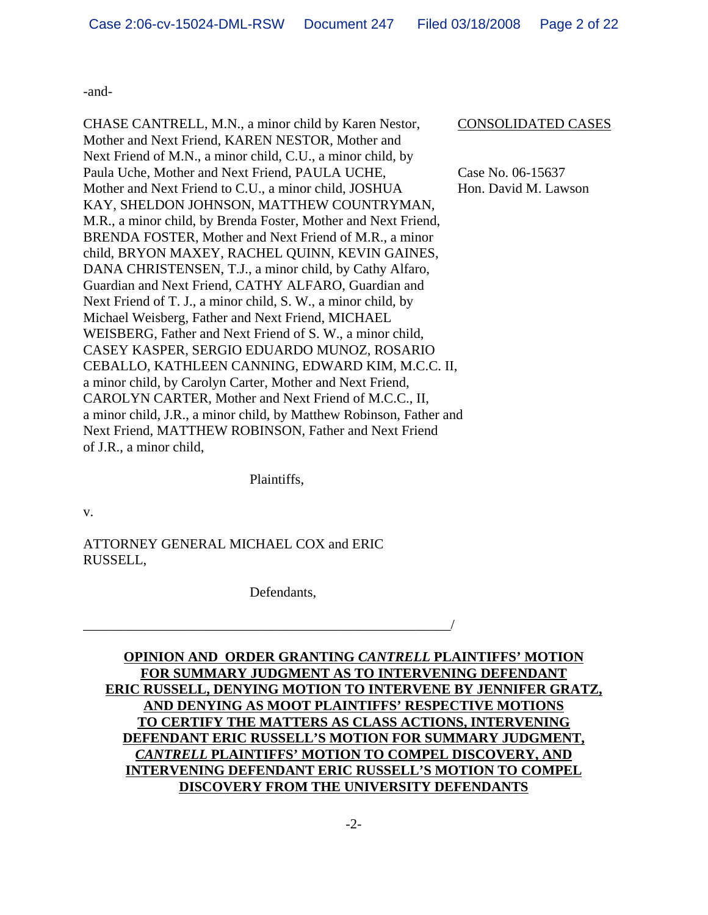-and-

CHASE CANTRELL, M.N., a minor child by Karen Nestor, Mother and Next Friend, KAREN NESTOR, Mother and Next Friend of M.N., a minor child, C.U., a minor child, by Paula Uche, Mother and Next Friend, PAULA UCHE, Mother and Next Friend to C.U., a minor child, JOSHUA KAY, SHELDON JOHNSON, MATTHEW COUNTRYMAN, M.R., a minor child, by Brenda Foster, Mother and Next Friend, BRENDA FOSTER, Mother and Next Friend of M.R., a minor child, BRYON MAXEY, RACHEL QUINN, KEVIN GAINES, DANA CHRISTENSEN, T.J., a minor child, by Cathy Alfaro, Guardian and Next Friend, CATHY ALFARO, Guardian and Next Friend of T. J., a minor child, S. W., a minor child, by Michael Weisberg, Father and Next Friend, MICHAEL WEISBERG, Father and Next Friend of S. W., a minor child, CASEY KASPER, SERGIO EDUARDO MUNOZ, ROSARIO CEBALLO, KATHLEEN CANNING, EDWARD KIM, M.C.C. II, a minor child, by Carolyn Carter, Mother and Next Friend, CAROLYN CARTER, Mother and Next Friend of M.C.C., II, a minor child, J.R., a minor child, by Matthew Robinson, Father and Next Friend, MATTHEW ROBINSON, Father and Next Friend of J.R., a minor child,

CONSOLIDATED CASES

Case No. 06-15637
Hon. David M. Lawson

Plaintiffs,

v.

ATTORNEY GENERAL MICHAEL COX and ERIC RUSSELL,

Defendants,

_______________________________________________/

**OPINION AND ORDER GRANTING *CANTRELL* PLAINTIFFS' MOTION FOR SUMMARY JUDGMENT AS TO INTERVENING DEFENDANT ERIC RUSSELL, DENYING MOTION TO INTERVENE BY JENNIFER GRATZ, AND DENYING AS MOOT PLAINTIFFS' RESPECTIVE MOTIONS TO CERTIFY THE MATTERS AS CLASS ACTIONS, INTERVENING DEFENDANT ERIC RUSSELL'S MOTION FOR SUMMARY JUDGMENT, *CANTRELL* PLAINTIFFS' MOTION TO COMPEL DISCOVERY, AND INTERVENING DEFENDANT ERIC RUSSELL'S MOTION TO COMPEL DISCOVERY FROM THE UNIVERSITY DEFENDANTS**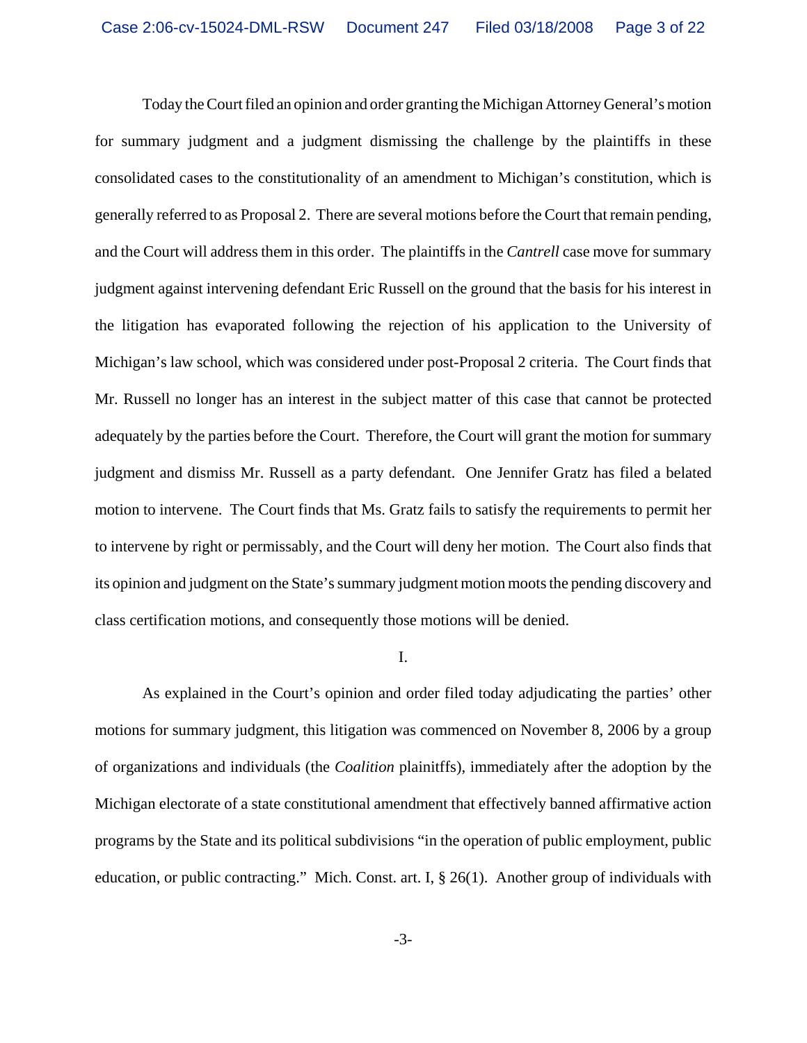Today the Court filed an opinion and order granting the Michigan Attorney General's motion for summary judgment and a judgment dismissing the challenge by the plaintiffs in these consolidated cases to the constitutionality of an amendment to Michigan's constitution, which is generally referred to as Proposal 2. There are several motions before the Court that remain pending, and the Court will address them in this order. The plaintiffs in the *Cantrell* case move for summary judgment against intervening defendant Eric Russell on the ground that the basis for his interest in the litigation has evaporated following the rejection of his application to the University of Michigan's law school, which was considered under post-Proposal 2 criteria. The Court finds that Mr. Russell no longer has an interest in the subject matter of this case that cannot be protected adequately by the parties before the Court. Therefore, the Court will grant the motion for summary judgment and dismiss Mr. Russell as a party defendant. One Jennifer Gratz has filed a belated motion to intervene. The Court finds that Ms. Gratz fails to satisfy the requirements to permit her to intervene by right or permissably, and the Court will deny her motion. The Court also finds that its opinion and judgment on the State's summary judgment motion moots the pending discovery and class certification motions, and consequently those motions will be denied.

I.

As explained in the Court's opinion and order filed today adjudicating the parties' other motions for summary judgment, this litigation was commenced on November 8, 2006 by a group of organizations and individuals (the *Coalition* plainitffs), immediately after the adoption by the Michigan electorate of a state constitutional amendment that effectively banned affirmative action programs by the State and its political subdivisions "in the operation of public employment, public education, or public contracting." Mich. Const. art. I, § 26(1). Another group of individuals with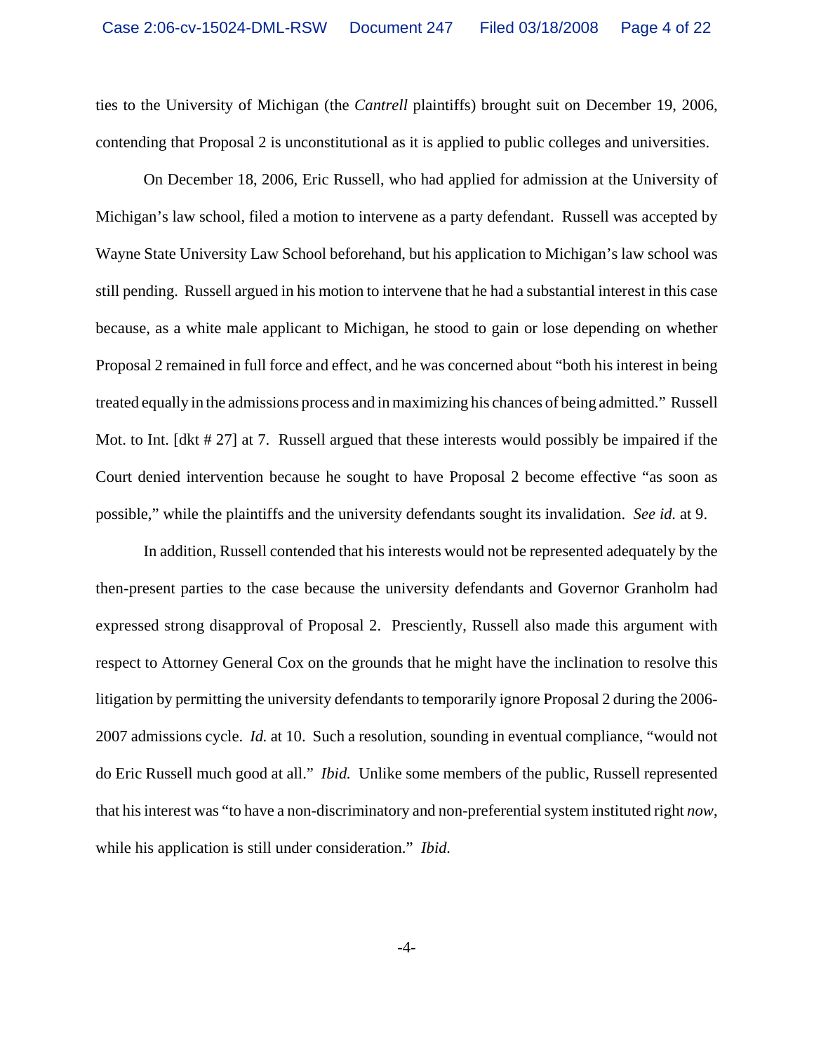ties to the University of Michigan (the *Cantrell* plaintiffs) brought suit on December 19, 2006, contending that Proposal 2 is unconstitutional as it is applied to public colleges and universities.

On December 18, 2006, Eric Russell, who had applied for admission at the University of Michigan's law school, filed a motion to intervene as a party defendant. Russell was accepted by Wayne State University Law School beforehand, but his application to Michigan's law school was still pending. Russell argued in his motion to intervene that he had a substantial interest in this case because, as a white male applicant to Michigan, he stood to gain or lose depending on whether Proposal 2 remained in full force and effect, and he was concerned about "both his interest in being treated equally in the admissions process and in maximizing his chances of being admitted." Russell Mot. to Int. [dkt # 27] at 7. Russell argued that these interests would possibly be impaired if the Court denied intervention because he sought to have Proposal 2 become effective "as soon as possible," while the plaintiffs and the university defendants sought its invalidation. *See id.* at 9.

In addition, Russell contended that his interests would not be represented adequately by the then-present parties to the case because the university defendants and Governor Granholm had expressed strong disapproval of Proposal 2. Presciently, Russell also made this argument with respect to Attorney General Cox on the grounds that he might have the inclination to resolve this litigation by permitting the university defendants to temporarily ignore Proposal 2 during the 2006-2007 admissions cycle. *Id.* at 10. Such a resolution, sounding in eventual compliance, "would not do Eric Russell much good at all." *Ibid.* Unlike some members of the public, Russell represented that his interest was "to have a non-discriminatory and non-preferential system instituted right *now*, while his application is still under consideration." *Ibid.*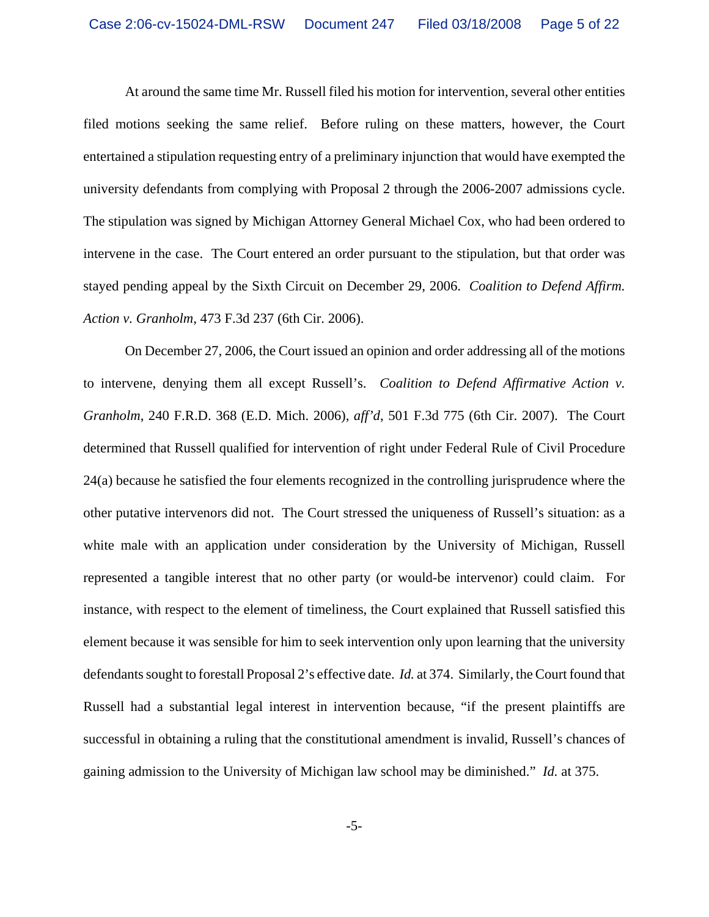At around the same time Mr. Russell filed his motion for intervention, several other entities filed motions seeking the same relief. Before ruling on these matters, however, the Court entertained a stipulation requesting entry of a preliminary injunction that would have exempted the university defendants from complying with Proposal 2 through the 2006-2007 admissions cycle. The stipulation was signed by Michigan Attorney General Michael Cox, who had been ordered to intervene in the case. The Court entered an order pursuant to the stipulation, but that order was stayed pending appeal by the Sixth Circuit on December 29, 2006. *Coalition to Defend Affirm. Action v. Granholm*, 473 F.3d 237 (6th Cir. 2006).

On December 27, 2006, the Court issued an opinion and order addressing all of the motions to intervene, denying them all except Russell's. *Coalition to Defend Affirmative Action v. Granholm*, 240 F.R.D. 368 (E.D. Mich. 2006), *aff'd*, 501 F.3d 775 (6th Cir. 2007). The Court determined that Russell qualified for intervention of right under Federal Rule of Civil Procedure 24(a) because he satisfied the four elements recognized in the controlling jurisprudence where the other putative intervenors did not. The Court stressed the uniqueness of Russell's situation: as a white male with an application under consideration by the University of Michigan, Russell represented a tangible interest that no other party (or would-be intervenor) could claim. For instance, with respect to the element of timeliness, the Court explained that Russell satisfied this element because it was sensible for him to seek intervention only upon learning that the university defendants sought to forestall Proposal 2's effective date. *Id.* at 374. Similarly, the Court found that Russell had a substantial legal interest in intervention because, "if the present plaintiffs are successful in obtaining a ruling that the constitutional amendment is invalid, Russell's chances of gaining admission to the University of Michigan law school may be diminished." *Id.* at 375.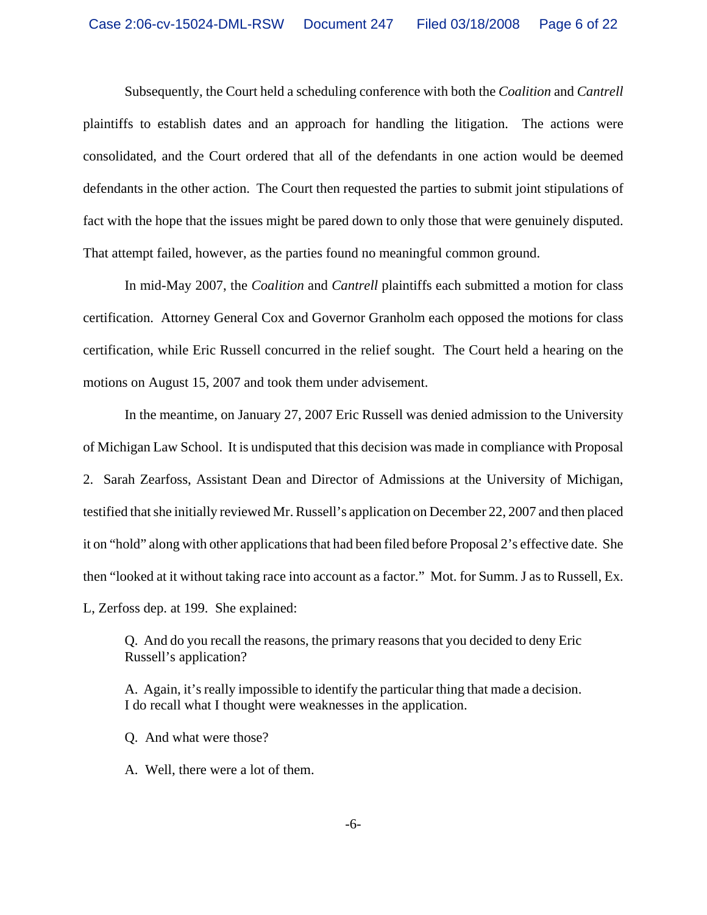Subsequently, the Court held a scheduling conference with both the *Coalition* and *Cantrell* plaintiffs to establish dates and an approach for handling the litigation. The actions were consolidated, and the Court ordered that all of the defendants in one action would be deemed defendants in the other action. The Court then requested the parties to submit joint stipulations of fact with the hope that the issues might be pared down to only those that were genuinely disputed. That attempt failed, however, as the parties found no meaningful common ground.

In mid-May 2007, the *Coalition* and *Cantrell* plaintiffs each submitted a motion for class certification. Attorney General Cox and Governor Granholm each opposed the motions for class certification, while Eric Russell concurred in the relief sought. The Court held a hearing on the motions on August 15, 2007 and took them under advisement.

In the meantime, on January 27, 2007 Eric Russell was denied admission to the University of Michigan Law School. It is undisputed that this decision was made in compliance with Proposal 2. Sarah Zearfoss, Assistant Dean and Director of Admissions at the University of Michigan, testified that she initially reviewed Mr. Russell's application on December 22, 2007 and then placed it on "hold" along with other applications that had been filed before Proposal 2's effective date. She then "looked at it without taking race into account as a factor." Mot. for Summ. J as to Russell, Ex. L, Zerfoss dep. at 199. She explained:

> Q. And do you recall the reasons, the primary reasons that you decided to deny Eric Russell's application?
>
> A. Again, it's really impossible to identify the particular thing that made a decision. I do recall what I thought were weaknesses in the application.
>
> Q. And what were those?
>
> A. Well, there were a lot of them.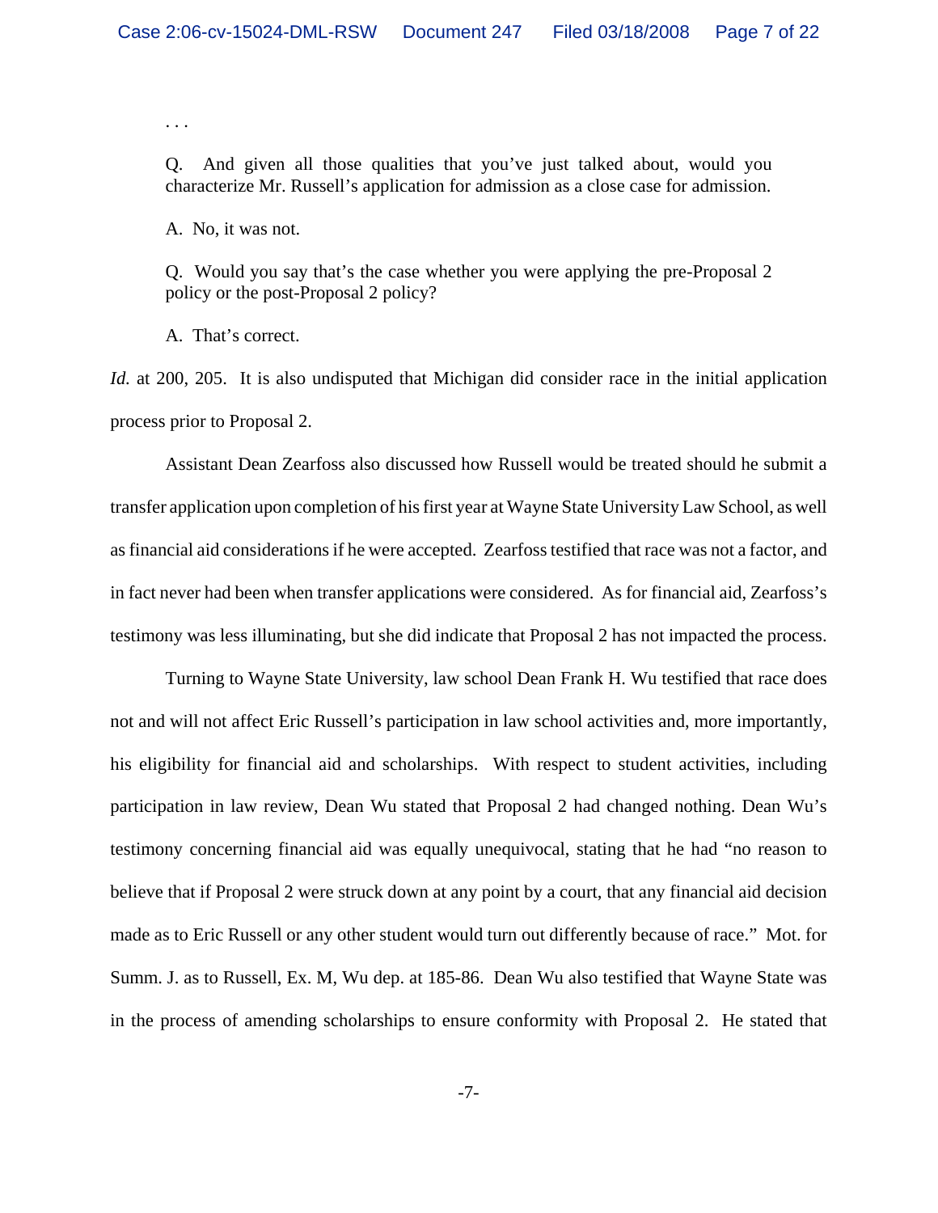. . .

> Q. And given all those qualities that you've just talked about, would you characterize Mr. Russell's application for admission as a close case for admission.
>
> A. No, it was not.
>
> Q. Would you say that's the case whether you were applying the pre-Proposal 2 policy or the post-Proposal 2 policy?
>
> A. That's correct.

*Id.* at 200, 205. It is also undisputed that Michigan did consider race in the initial application process prior to Proposal 2.

Assistant Dean Zearfoss also discussed how Russell would be treated should he submit a transfer application upon completion of his first year at Wayne State University Law School, as well as financial aid considerations if he were accepted. Zearfoss testified that race was not a factor, and in fact never had been when transfer applications were considered. As for financial aid, Zearfoss's testimony was less illuminating, but she did indicate that Proposal 2 has not impacted the process.

Turning to Wayne State University, law school Dean Frank H. Wu testified that race does not and will not affect Eric Russell's participation in law school activities and, more importantly, his eligibility for financial aid and scholarships. With respect to student activities, including participation in law review, Dean Wu stated that Proposal 2 had changed nothing. Dean Wu's testimony concerning financial aid was equally unequivocal, stating that he had "no reason to believe that if Proposal 2 were struck down at any point by a court, that any financial aid decision made as to Eric Russell or any other student would turn out differently because of race." Mot. for Summ. J. as to Russell, Ex. M, Wu dep. at 185-86. Dean Wu also testified that Wayne State was in the process of amending scholarships to ensure conformity with Proposal 2. He stated that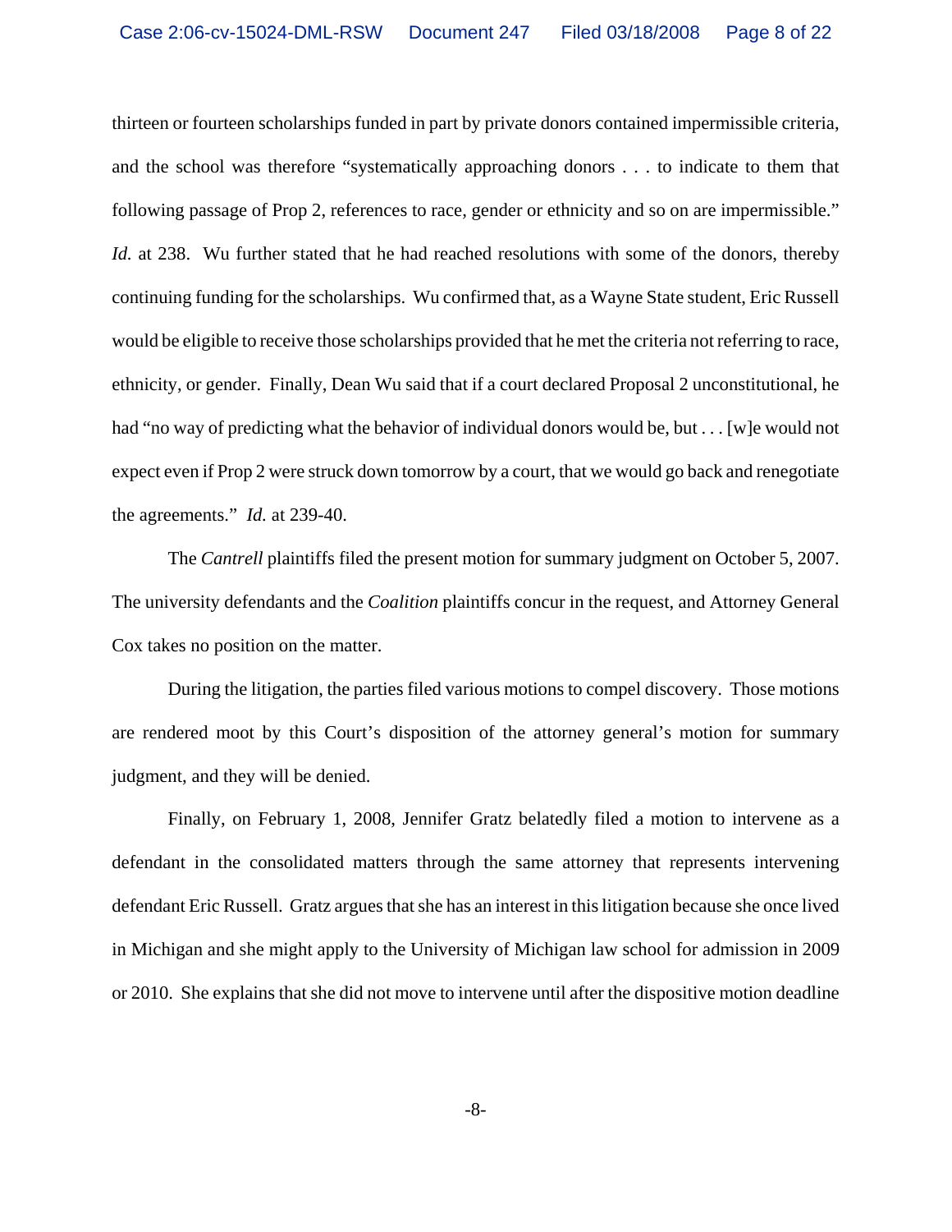thirteen or fourteen scholarships funded in part by private donors contained impermissible criteria, and the school was therefore "systematically approaching donors . . . to indicate to them that following passage of Prop 2, references to race, gender or ethnicity and so on are impermissible." *Id.* at 238. Wu further stated that he had reached resolutions with some of the donors, thereby continuing funding for the scholarships. Wu confirmed that, as a Wayne State student, Eric Russell would be eligible to receive those scholarships provided that he met the criteria not referring to race, ethnicity, or gender. Finally, Dean Wu said that if a court declared Proposal 2 unconstitutional, he had "no way of predicting what the behavior of individual donors would be, but . . . [w]e would not expect even if Prop 2 were struck down tomorrow by a court, that we would go back and renegotiate the agreements." *Id.* at 239-40.

The *Cantrell* plaintiffs filed the present motion for summary judgment on October 5, 2007. The university defendants and the *Coalition* plaintiffs concur in the request, and Attorney General Cox takes no position on the matter.

During the litigation, the parties filed various motions to compel discovery. Those motions are rendered moot by this Court's disposition of the attorney general's motion for summary judgment, and they will be denied.

Finally, on February 1, 2008, Jennifer Gratz belatedly filed a motion to intervene as a defendant in the consolidated matters through the same attorney that represents intervening defendant Eric Russell. Gratz argues that she has an interest in this litigation because she once lived in Michigan and she might apply to the University of Michigan law school for admission in 2009 or 2010. She explains that she did not move to intervene until after the dispositive motion deadline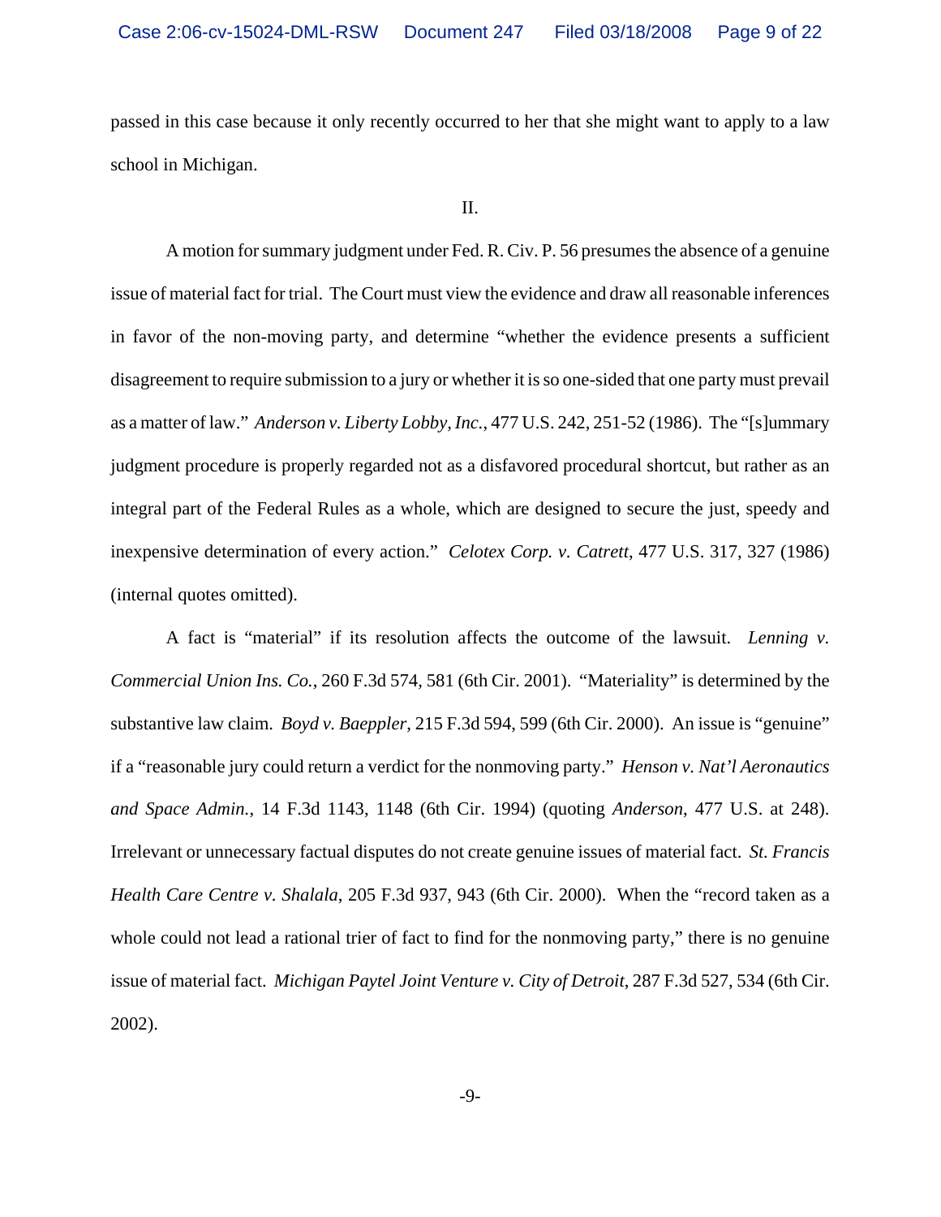passed in this case because it only recently occurred to her that she might want to apply to a law school in Michigan.

II.

A motion for summary judgment under Fed. R. Civ. P. 56 presumes the absence of a genuine issue of material fact for trial. The Court must view the evidence and draw all reasonable inferences in favor of the non-moving party, and determine "whether the evidence presents a sufficient disagreement to require submission to a jury or whether it is so one-sided that one party must prevail as a matter of law." *Anderson v. Liberty Lobby, Inc.*, 477 U.S. 242, 251-52 (1986). The "[s]ummary judgment procedure is properly regarded not as a disfavored procedural shortcut, but rather as an integral part of the Federal Rules as a whole, which are designed to secure the just, speedy and inexpensive determination of every action." *Celotex Corp. v. Catrett*, 477 U.S. 317, 327 (1986) (internal quotes omitted).

A fact is "material" if its resolution affects the outcome of the lawsuit. *Lenning v. Commercial Union Ins. Co.*, 260 F.3d 574, 581 (6th Cir. 2001). "Materiality" is determined by the substantive law claim. *Boyd v. Baeppler*, 215 F.3d 594, 599 (6th Cir. 2000). An issue is "genuine" if a "reasonable jury could return a verdict for the nonmoving party." *Henson v. Nat'l Aeronautics and Space Admin.*, 14 F.3d 1143, 1148 (6th Cir. 1994) (quoting *Anderson*, 477 U.S. at 248). Irrelevant or unnecessary factual disputes do not create genuine issues of material fact. *St. Francis Health Care Centre v. Shalala*, 205 F.3d 937, 943 (6th Cir. 2000). When the "record taken as a whole could not lead a rational trier of fact to find for the nonmoving party," there is no genuine issue of material fact. *Michigan Paytel Joint Venture v. City of Detroit*, 287 F.3d 527, 534 (6th Cir. 2002).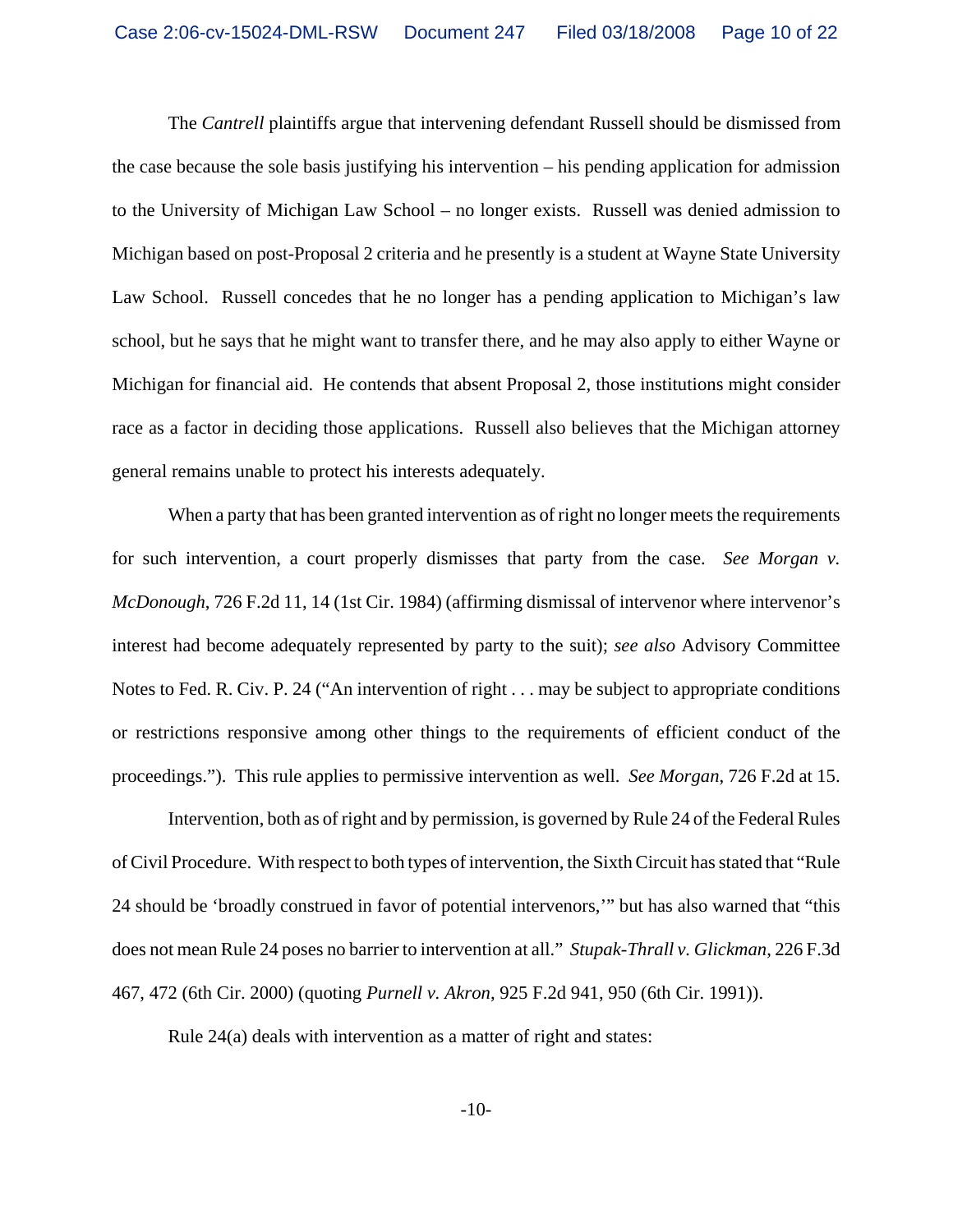The *Cantrell* plaintiffs argue that intervening defendant Russell should be dismissed from the case because the sole basis justifying his intervention – his pending application for admission to the University of Michigan Law School – no longer exists. Russell was denied admission to Michigan based on post-Proposal 2 criteria and he presently is a student at Wayne State University Law School. Russell concedes that he no longer has a pending application to Michigan's law school, but he says that he might want to transfer there, and he may also apply to either Wayne or Michigan for financial aid. He contends that absent Proposal 2, those institutions might consider race as a factor in deciding those applications. Russell also believes that the Michigan attorney general remains unable to protect his interests adequately.

When a party that has been granted intervention as of right no longer meets the requirements for such intervention, a court properly dismisses that party from the case. *See Morgan v. McDonough*, 726 F.2d 11, 14 (1st Cir. 1984) (affirming dismissal of intervenor where intervenor's interest had become adequately represented by party to the suit); *see also* Advisory Committee Notes to Fed. R. Civ. P. 24 ("An intervention of right . . . may be subject to appropriate conditions or restrictions responsive among other things to the requirements of efficient conduct of the proceedings."). This rule applies to permissive intervention as well. *See Morgan*, 726 F.2d at 15.

Intervention, both as of right and by permission, is governed by Rule 24 of the Federal Rules of Civil Procedure. With respect to both types of intervention, the Sixth Circuit has stated that "Rule 24 should be 'broadly construed in favor of potential intervenors,'" but has also warned that "this does not mean Rule 24 poses no barrier to intervention at all." *Stupak-Thrall v. Glickman*, 226 F.3d 467, 472 (6th Cir. 2000) (quoting *Purnell v. Akron*, 925 F.2d 941, 950 (6th Cir. 1991)).

Rule 24(a) deals with intervention as a matter of right and states: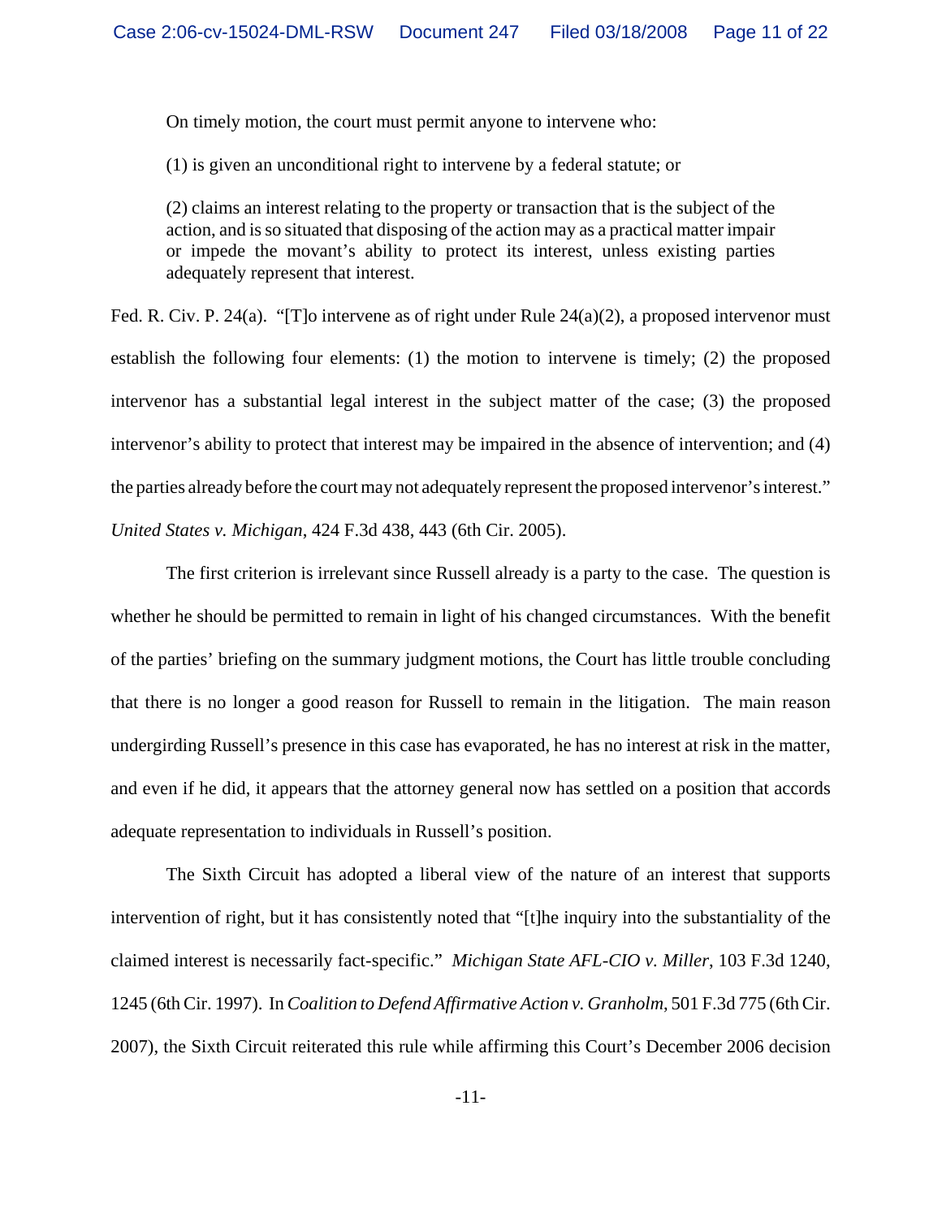> On timely motion, the court must permit anyone to intervene who:
>
> (1) is given an unconditional right to intervene by a federal statute; or
>
> (2) claims an interest relating to the property or transaction that is the subject of the action, and is so situated that disposing of the action may as a practical matter impair or impede the movant's ability to protect its interest, unless existing parties adequately represent that interest.

Fed. R. Civ. P. 24(a). "[T]o intervene as of right under Rule 24(a)(2), a proposed intervenor must establish the following four elements: (1) the motion to intervene is timely; (2) the proposed intervenor has a substantial legal interest in the subject matter of the case; (3) the proposed intervenor's ability to protect that interest may be impaired in the absence of intervention; and (4) the parties already before the court may not adequately represent the proposed intervenor's interest." *United States v. Michigan*, 424 F.3d 438, 443 (6th Cir. 2005).

The first criterion is irrelevant since Russell already is a party to the case. The question is whether he should be permitted to remain in light of his changed circumstances. With the benefit of the parties' briefing on the summary judgment motions, the Court has little trouble concluding that there is no longer a good reason for Russell to remain in the litigation. The main reason undergirding Russell's presence in this case has evaporated, he has no interest at risk in the matter, and even if he did, it appears that the attorney general now has settled on a position that accords adequate representation to individuals in Russell's position.

The Sixth Circuit has adopted a liberal view of the nature of an interest that supports intervention of right, but it has consistently noted that "[t]he inquiry into the substantiality of the claimed interest is necessarily fact-specific." *Michigan State AFL-CIO v. Miller*, 103 F.3d 1240, 1245 (6th Cir. 1997). In *Coalition to Defend Affirmative Action v. Granholm*, 501 F.3d 775 (6th Cir. 2007), the Sixth Circuit reiterated this rule while affirming this Court's December 2006 decision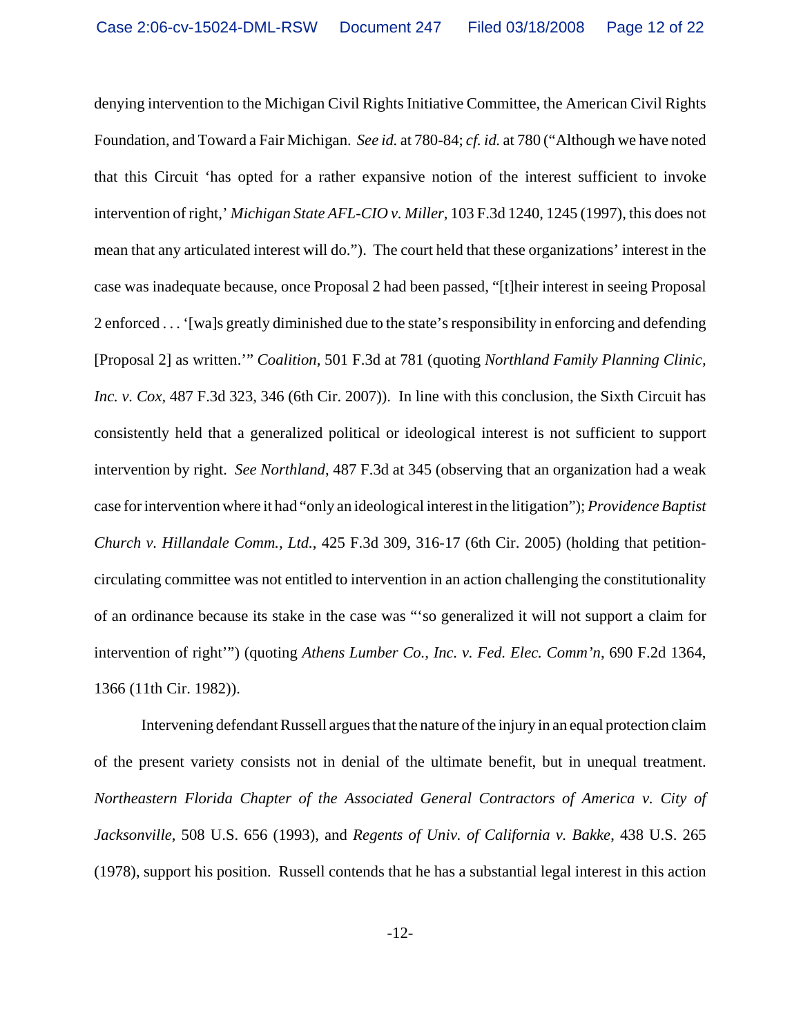denying intervention to the Michigan Civil Rights Initiative Committee, the American Civil Rights Foundation, and Toward a Fair Michigan. *See id.* at 780-84; *cf. id.* at 780 ("Although we have noted that this Circuit 'has opted for a rather expansive notion of the interest sufficient to invoke intervention of right,' *Michigan State AFL-CIO v. Miller*, 103 F.3d 1240, 1245 (1997), this does not mean that any articulated interest will do."). The court held that these organizations' interest in the case was inadequate because, once Proposal 2 had been passed, "[t]heir interest in seeing Proposal 2 enforced . . . '[wa]s greatly diminished due to the state's responsibility in enforcing and defending [Proposal 2] as written.'" *Coalition*, 501 F.3d at 781 (quoting *Northland Family Planning Clinic, Inc. v. Cox*, 487 F.3d 323, 346 (6th Cir. 2007)). In line with this conclusion, the Sixth Circuit has consistently held that a generalized political or ideological interest is not sufficient to support intervention by right. *See Northland*, 487 F.3d at 345 (observing that an organization had a weak case for intervention where it had "only an ideological interest in the litigation"); *Providence Baptist Church v. Hillandale Comm., Ltd.*, 425 F.3d 309, 316-17 (6th Cir. 2005) (holding that petition-circulating committee was not entitled to intervention in an action challenging the constitutionality of an ordinance because its stake in the case was "'so generalized it will not support a claim for intervention of right'") (quoting *Athens Lumber Co., Inc. v. Fed. Elec. Comm'n*, 690 F.2d 1364, 1366 (11th Cir. 1982)).

Intervening defendant Russell argues that the nature of the injury in an equal protection claim of the present variety consists not in denial of the ultimate benefit, but in unequal treatment. *Northeastern Florida Chapter of the Associated General Contractors of America v. City of Jacksonville*, 508 U.S. 656 (1993), and *Regents of Univ. of California v. Bakke*, 438 U.S. 265 (1978), support his position. Russell contends that he has a substantial legal interest in this action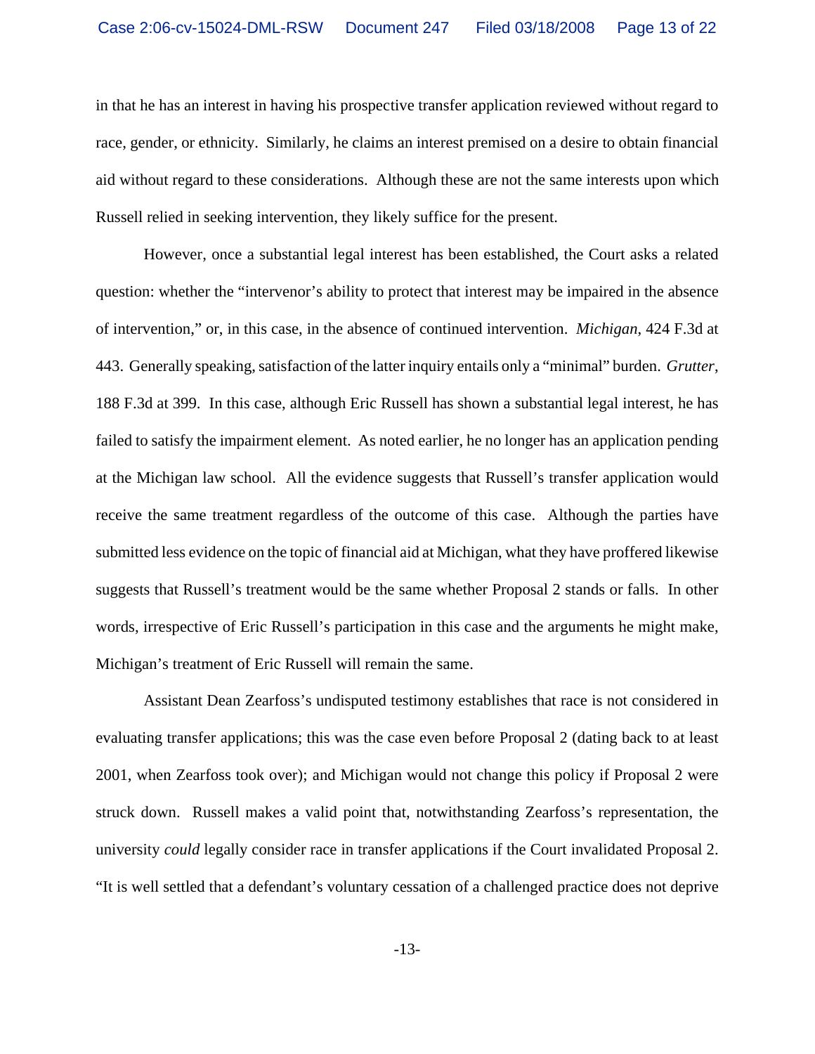in that he has an interest in having his prospective transfer application reviewed without regard to race, gender, or ethnicity. Similarly, he claims an interest premised on a desire to obtain financial aid without regard to these considerations. Although these are not the same interests upon which Russell relied in seeking intervention, they likely suffice for the present.

However, once a substantial legal interest has been established, the Court asks a related question: whether the "intervenor's ability to protect that interest may be impaired in the absence of intervention," or, in this case, in the absence of continued intervention. *Michigan*, 424 F.3d at 443. Generally speaking, satisfaction of the latter inquiry entails only a "minimal" burden. *Grutter*, 188 F.3d at 399. In this case, although Eric Russell has shown a substantial legal interest, he has failed to satisfy the impairment element. As noted earlier, he no longer has an application pending at the Michigan law school. All the evidence suggests that Russell's transfer application would receive the same treatment regardless of the outcome of this case. Although the parties have submitted less evidence on the topic of financial aid at Michigan, what they have proffered likewise suggests that Russell's treatment would be the same whether Proposal 2 stands or falls. In other words, irrespective of Eric Russell's participation in this case and the arguments he might make, Michigan's treatment of Eric Russell will remain the same.

Assistant Dean Zearfoss's undisputed testimony establishes that race is not considered in evaluating transfer applications; this was the case even before Proposal 2 (dating back to at least 2001, when Zearfoss took over); and Michigan would not change this policy if Proposal 2 were struck down. Russell makes a valid point that, notwithstanding Zearfoss's representation, the university *could* legally consider race in transfer applications if the Court invalidated Proposal 2. "It is well settled that a defendant's voluntary cessation of a challenged practice does not deprive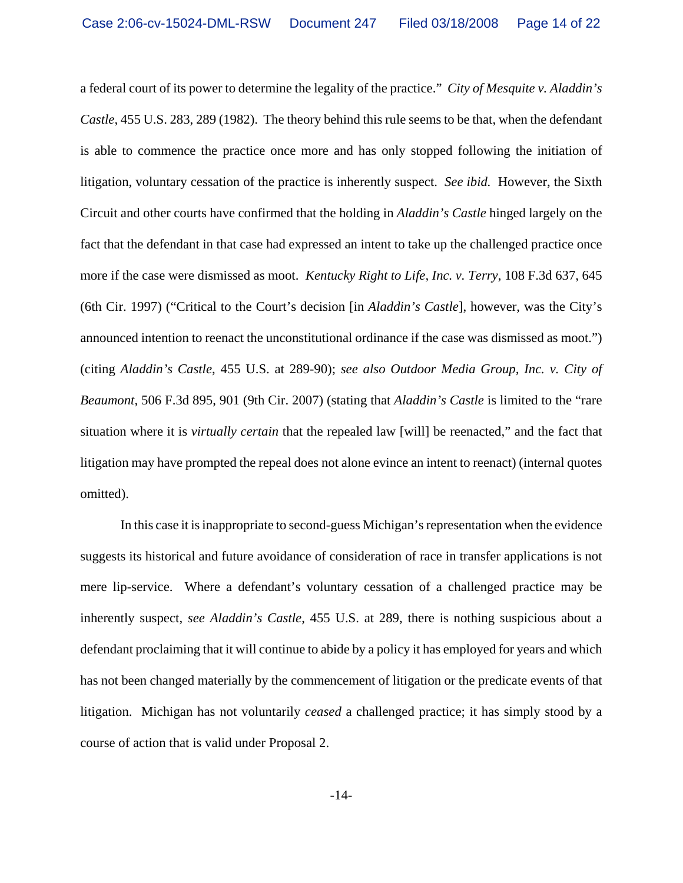a federal court of its power to determine the legality of the practice." *City of Mesquite v. Aladdin's Castle*, 455 U.S. 283, 289 (1982). The theory behind this rule seems to be that, when the defendant is able to commence the practice once more and has only stopped following the initiation of litigation, voluntary cessation of the practice is inherently suspect. *See ibid.* However, the Sixth Circuit and other courts have confirmed that the holding in *Aladdin's Castle* hinged largely on the fact that the defendant in that case had expressed an intent to take up the challenged practice once more if the case were dismissed as moot. *Kentucky Right to Life, Inc. v. Terry*, 108 F.3d 637, 645 (6th Cir. 1997) ("Critical to the Court's decision [in *Aladdin's Castle*], however, was the City's announced intention to reenact the unconstitutional ordinance if the case was dismissed as moot.") (citing *Aladdin's Castle*, 455 U.S. at 289-90); *see also Outdoor Media Group, Inc. v. City of Beaumont*, 506 F.3d 895, 901 (9th Cir. 2007) (stating that *Aladdin's Castle* is limited to the "rare situation where it is *virtually certain* that the repealed law [will] be reenacted," and the fact that litigation may have prompted the repeal does not alone evince an intent to reenact) (internal quotes omitted).

In this case it is inappropriate to second-guess Michigan's representation when the evidence suggests its historical and future avoidance of consideration of race in transfer applications is not mere lip-service. Where a defendant's voluntary cessation of a challenged practice may be inherently suspect, *see Aladdin's Castle*, 455 U.S. at 289, there is nothing suspicious about a defendant proclaiming that it will continue to abide by a policy it has employed for years and which has not been changed materially by the commencement of litigation or the predicate events of that litigation. Michigan has not voluntarily *ceased* a challenged practice; it has simply stood by a course of action that is valid under Proposal 2.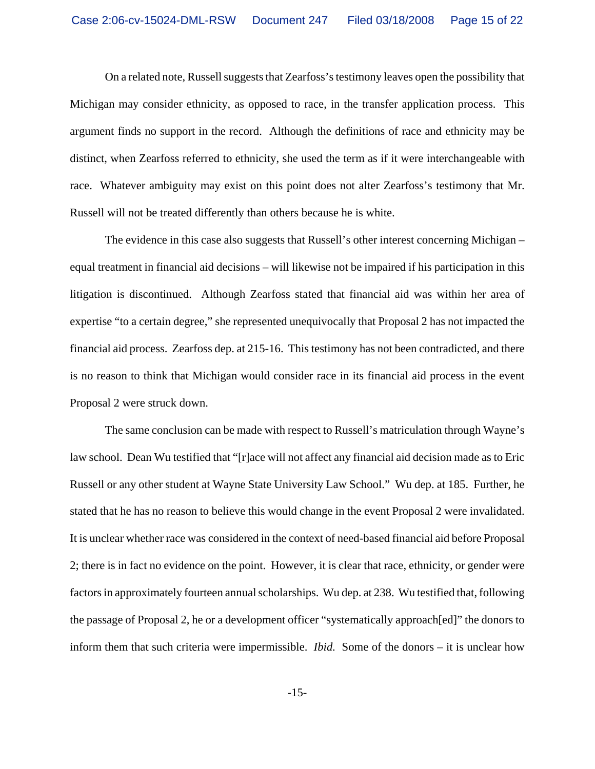On a related note, Russell suggests that Zearfoss's testimony leaves open the possibility that Michigan may consider ethnicity, as opposed to race, in the transfer application process. This argument finds no support in the record. Although the definitions of race and ethnicity may be distinct, when Zearfoss referred to ethnicity, she used the term as if it were interchangeable with race. Whatever ambiguity may exist on this point does not alter Zearfoss's testimony that Mr. Russell will not be treated differently than others because he is white.

The evidence in this case also suggests that Russell's other interest concerning Michigan – equal treatment in financial aid decisions – will likewise not be impaired if his participation in this litigation is discontinued. Although Zearfoss stated that financial aid was within her area of expertise "to a certain degree," she represented unequivocally that Proposal 2 has not impacted the financial aid process. Zearfoss dep. at 215-16. This testimony has not been contradicted, and there is no reason to think that Michigan would consider race in its financial aid process in the event Proposal 2 were struck down.

The same conclusion can be made with respect to Russell's matriculation through Wayne's law school. Dean Wu testified that "[r]ace will not affect any financial aid decision made as to Eric Russell or any other student at Wayne State University Law School." Wu dep. at 185. Further, he stated that he has no reason to believe this would change in the event Proposal 2 were invalidated. It is unclear whether race was considered in the context of need-based financial aid before Proposal 2; there is in fact no evidence on the point. However, it is clear that race, ethnicity, or gender were factors in approximately fourteen annual scholarships. Wu dep. at 238. Wu testified that, following the passage of Proposal 2, he or a development officer "systematically approach[ed]" the donors to inform them that such criteria were impermissible. *Ibid.* Some of the donors – it is unclear how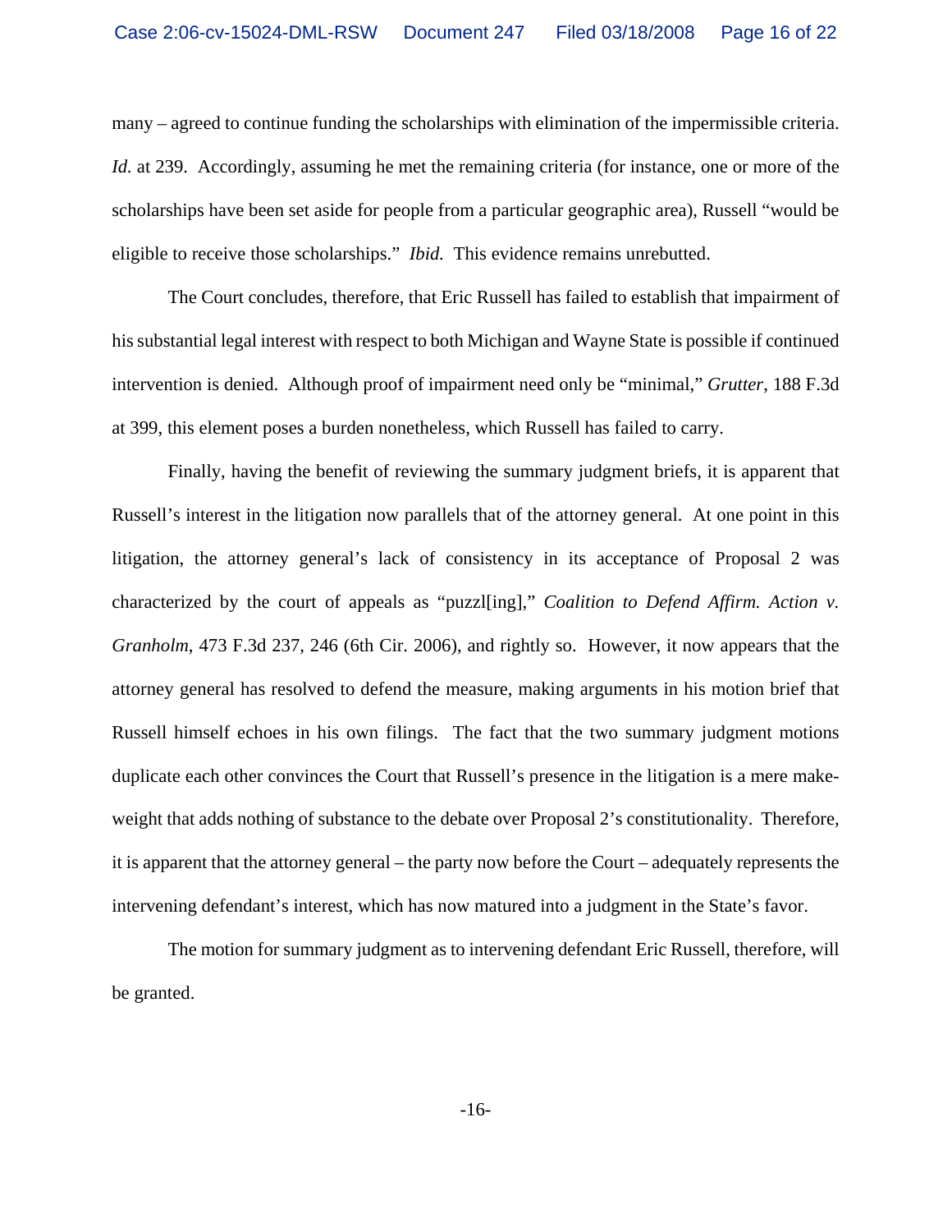many – agreed to continue funding the scholarships with elimination of the impermissible criteria. *Id.* at 239. Accordingly, assuming he met the remaining criteria (for instance, one or more of the scholarships have been set aside for people from a particular geographic area), Russell "would be eligible to receive those scholarships." *Ibid.* This evidence remains unrebutted.

The Court concludes, therefore, that Eric Russell has failed to establish that impairment of his substantial legal interest with respect to both Michigan and Wayne State is possible if continued intervention is denied. Although proof of impairment need only be "minimal," *Grutter*, 188 F.3d at 399, this element poses a burden nonetheless, which Russell has failed to carry.

Finally, having the benefit of reviewing the summary judgment briefs, it is apparent that Russell's interest in the litigation now parallels that of the attorney general. At one point in this litigation, the attorney general's lack of consistency in its acceptance of Proposal 2 was characterized by the court of appeals as "puzzl[ing]," *Coalition to Defend Affirm. Action v. Granholm*, 473 F.3d 237, 246 (6th Cir. 2006), and rightly so. However, it now appears that the attorney general has resolved to defend the measure, making arguments in his motion brief that Russell himself echoes in his own filings. The fact that the two summary judgment motions duplicate each other convinces the Court that Russell's presence in the litigation is a mere make-weight that adds nothing of substance to the debate over Proposal 2's constitutionality. Therefore, it is apparent that the attorney general – the party now before the Court – adequately represents the intervening defendant's interest, which has now matured into a judgment in the State's favor.

The motion for summary judgment as to intervening defendant Eric Russell, therefore, will be granted.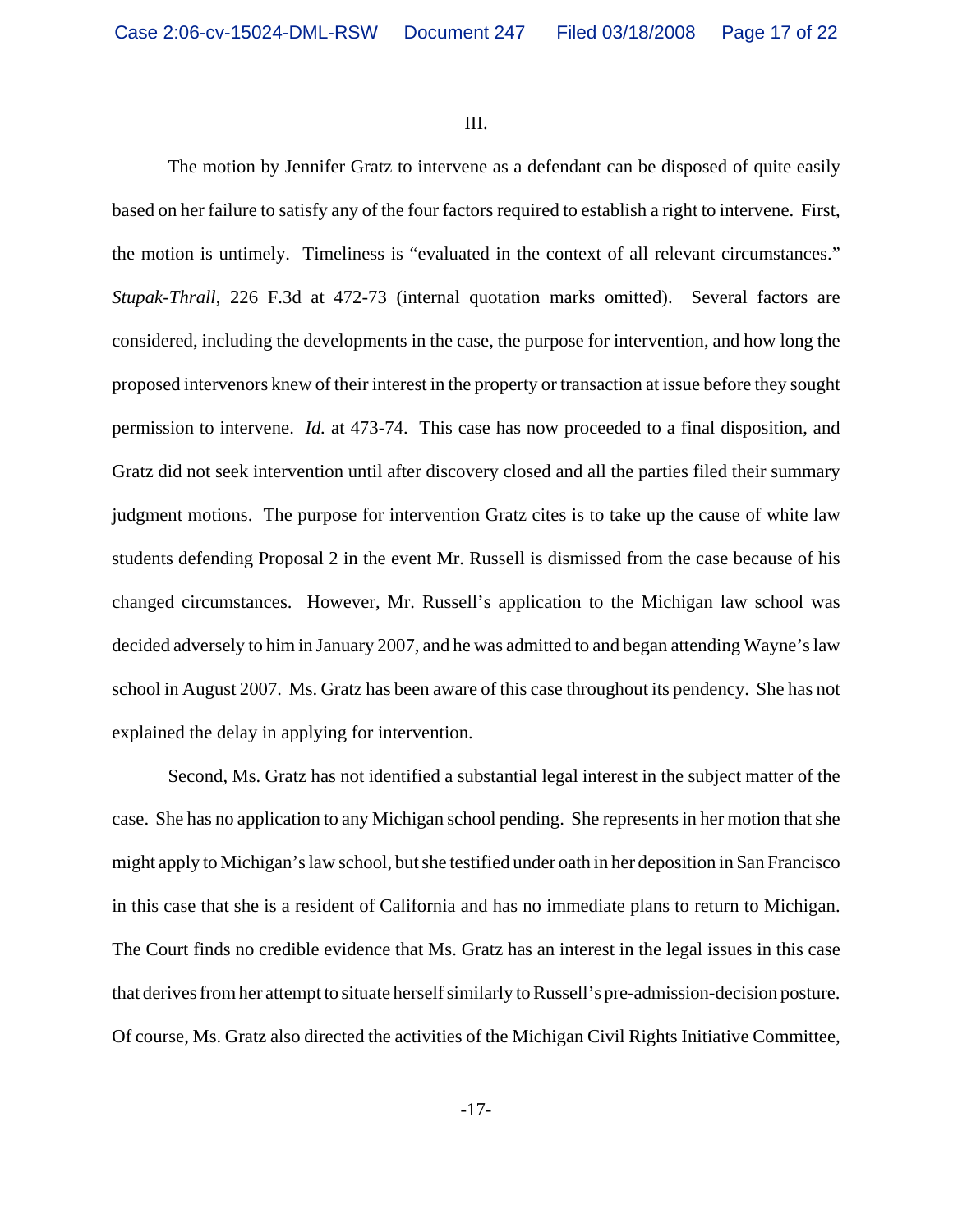III.

The motion by Jennifer Gratz to intervene as a defendant can be disposed of quite easily based on her failure to satisfy any of the four factors required to establish a right to intervene. First, the motion is untimely. Timeliness is "evaluated in the context of all relevant circumstances." *Stupak-Thrall*, 226 F.3d at 472-73 (internal quotation marks omitted). Several factors are considered, including the developments in the case, the purpose for intervention, and how long the proposed intervenors knew of their interest in the property or transaction at issue before they sought permission to intervene. *Id.* at 473-74. This case has now proceeded to a final disposition, and Gratz did not seek intervention until after discovery closed and all the parties filed their summary judgment motions. The purpose for intervention Gratz cites is to take up the cause of white law students defending Proposal 2 in the event Mr. Russell is dismissed from the case because of his changed circumstances. However, Mr. Russell's application to the Michigan law school was decided adversely to him in January 2007, and he was admitted to and began attending Wayne's law school in August 2007. Ms. Gratz has been aware of this case throughout its pendency. She has not explained the delay in applying for intervention.

Second, Ms. Gratz has not identified a substantial legal interest in the subject matter of the case. She has no application to any Michigan school pending. She represents in her motion that she might apply to Michigan's law school, but she testified under oath in her deposition in San Francisco in this case that she is a resident of California and has no immediate plans to return to Michigan. The Court finds no credible evidence that Ms. Gratz has an interest in the legal issues in this case that derives from her attempt to situate herself similarly to Russell's pre-admission-decision posture. Of course, Ms. Gratz also directed the activities of the Michigan Civil Rights Initiative Committee,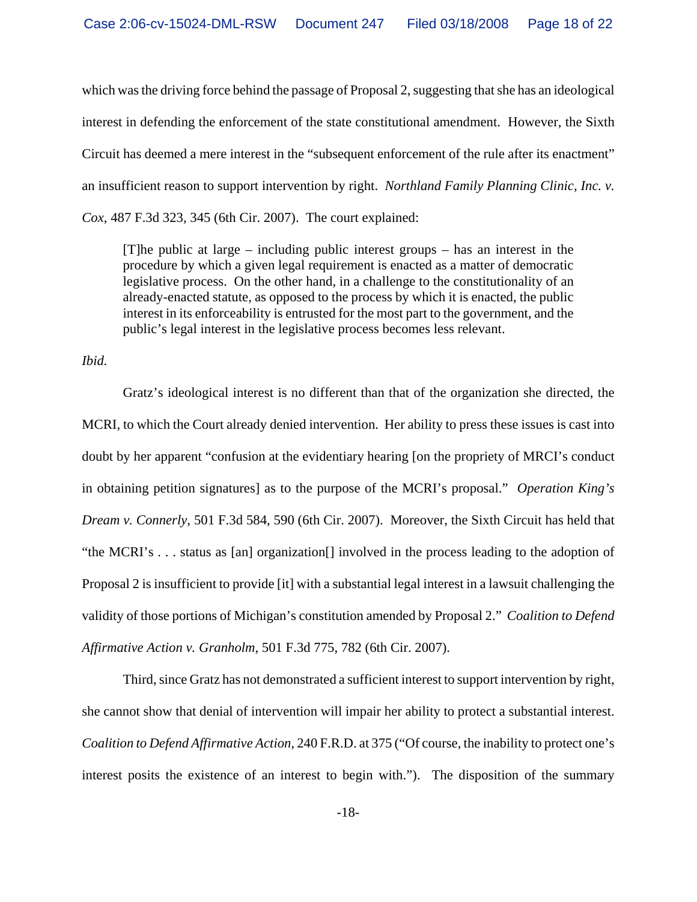which was the driving force behind the passage of Proposal 2, suggesting that she has an ideological interest in defending the enforcement of the state constitutional amendment. However, the Sixth Circuit has deemed a mere interest in the "subsequent enforcement of the rule after its enactment" an insufficient reason to support intervention by right. *Northland Family Planning Clinic, Inc. v. Cox*, 487 F.3d 323, 345 (6th Cir. 2007). The court explained:

> [T]he public at large – including public interest groups – has an interest in the procedure by which a given legal requirement is enacted as a matter of democratic legislative process. On the other hand, in a challenge to the constitutionality of an already-enacted statute, as opposed to the process by which it is enacted, the public interest in its enforceability is entrusted for the most part to the government, and the public's legal interest in the legislative process becomes less relevant.

*Ibid.*

Gratz's ideological interest is no different than that of the organization she directed, the MCRI, to which the Court already denied intervention. Her ability to press these issues is cast into doubt by her apparent "confusion at the evidentiary hearing [on the propriety of MRCI's conduct in obtaining petition signatures] as to the purpose of the MCRI's proposal." *Operation King's Dream v. Connerly*, 501 F.3d 584, 590 (6th Cir. 2007). Moreover, the Sixth Circuit has held that "the MCRI's . . . status as [an] organization[] involved in the process leading to the adoption of Proposal 2 is insufficient to provide [it] with a substantial legal interest in a lawsuit challenging the validity of those portions of Michigan's constitution amended by Proposal 2." *Coalition to Defend Affirmative Action v. Granholm*, 501 F.3d 775, 782 (6th Cir. 2007).

Third, since Gratz has not demonstrated a sufficient interest to support intervention by right, she cannot show that denial of intervention will impair her ability to protect a substantial interest. *Coalition to Defend Affirmative Action*, 240 F.R.D. at 375 ("Of course, the inability to protect one's interest posits the existence of an interest to begin with."). The disposition of the summary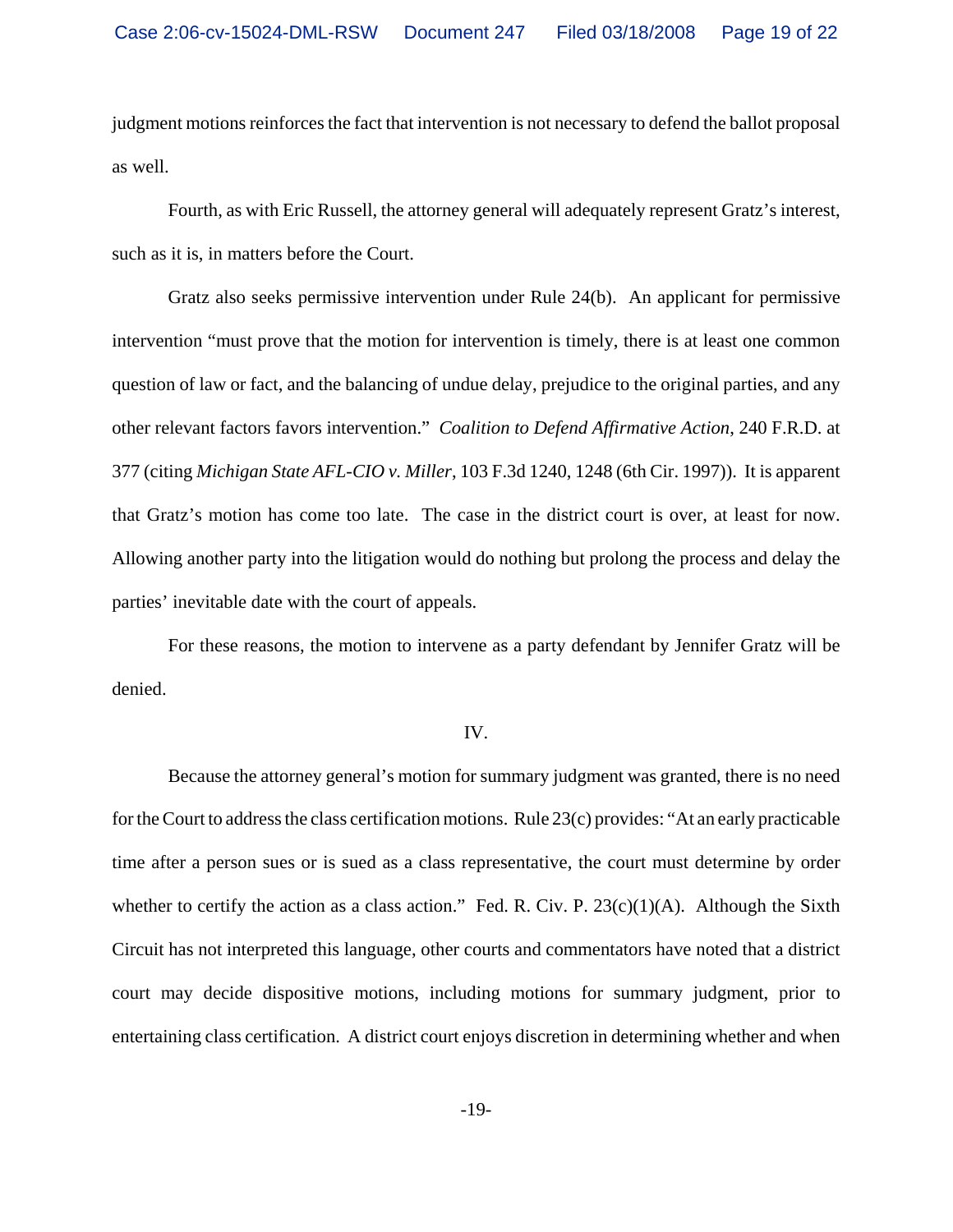judgment motions reinforces the fact that intervention is not necessary to defend the ballot proposal as well.

Fourth, as with Eric Russell, the attorney general will adequately represent Gratz's interest, such as it is, in matters before the Court.

Gratz also seeks permissive intervention under Rule 24(b). An applicant for permissive intervention "must prove that the motion for intervention is timely, there is at least one common question of law or fact, and the balancing of undue delay, prejudice to the original parties, and any other relevant factors favors intervention." *Coalition to Defend Affirmative Action*, 240 F.R.D. at 377 (citing *Michigan State AFL-CIO v. Miller*, 103 F.3d 1240, 1248 (6th Cir. 1997)). It is apparent that Gratz's motion has come too late. The case in the district court is over, at least for now. Allowing another party into the litigation would do nothing but prolong the process and delay the parties' inevitable date with the court of appeals.

For these reasons, the motion to intervene as a party defendant by Jennifer Gratz will be denied.

IV.

Because the attorney general's motion for summary judgment was granted, there is no need for the Court to address the class certification motions. Rule 23(c) provides: "At an early practicable time after a person sues or is sued as a class representative, the court must determine by order whether to certify the action as a class action." Fed. R. Civ. P. 23(c)(1)(A). Although the Sixth Circuit has not interpreted this language, other courts and commentators have noted that a district court may decide dispositive motions, including motions for summary judgment, prior to entertaining class certification. A district court enjoys discretion in determining whether and when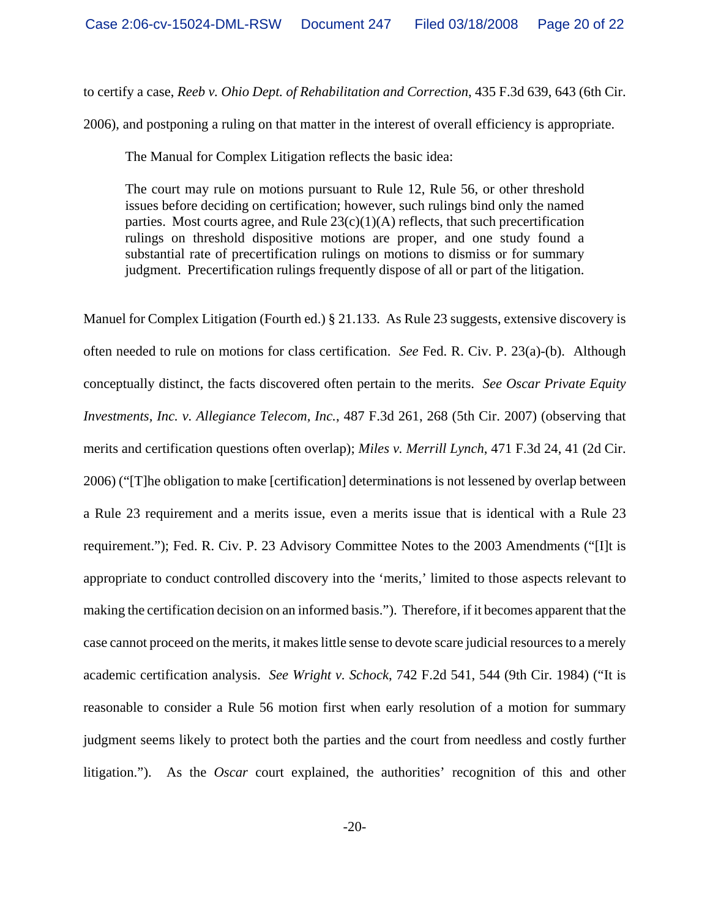to certify a case, *Reeb v. Ohio Dept. of Rehabilitation and Correction*, 435 F.3d 639, 643 (6th Cir. 2006), and postponing a ruling on that matter in the interest of overall efficiency is appropriate.

The Manual for Complex Litigation reflects the basic idea:

> The court may rule on motions pursuant to Rule 12, Rule 56, or other threshold issues before deciding on certification; however, such rulings bind only the named parties. Most courts agree, and Rule 23(c)(1)(A) reflects, that such precertification rulings on threshold dispositive motions are proper, and one study found a substantial rate of precertification rulings on motions to dismiss or for summary judgment. Precertification rulings frequently dispose of all or part of the litigation.

Manuel for Complex Litigation (Fourth ed.) § 21.133. As Rule 23 suggests, extensive discovery is often needed to rule on motions for class certification. *See* Fed. R. Civ. P. 23(a)-(b). Although conceptually distinct, the facts discovered often pertain to the merits. *See Oscar Private Equity Investments, Inc. v. Allegiance Telecom, Inc.*, 487 F.3d 261, 268 (5th Cir. 2007) (observing that merits and certification questions often overlap); *Miles v. Merrill Lynch*, 471 F.3d 24, 41 (2d Cir. 2006) ("[T]he obligation to make [certification] determinations is not lessened by overlap between a Rule 23 requirement and a merits issue, even a merits issue that is identical with a Rule 23 requirement."); Fed. R. Civ. P. 23 Advisory Committee Notes to the 2003 Amendments ("[I]t is appropriate to conduct controlled discovery into the 'merits,' limited to those aspects relevant to making the certification decision on an informed basis."). Therefore, if it becomes apparent that the case cannot proceed on the merits, it makes little sense to devote scare judicial resources to a merely academic certification analysis. *See Wright v. Schock*, 742 F.2d 541, 544 (9th Cir. 1984) ("It is reasonable to consider a Rule 56 motion first when early resolution of a motion for summary judgment seems likely to protect both the parties and the court from needless and costly further litigation."). As the *Oscar* court explained, the authorities' recognition of this and other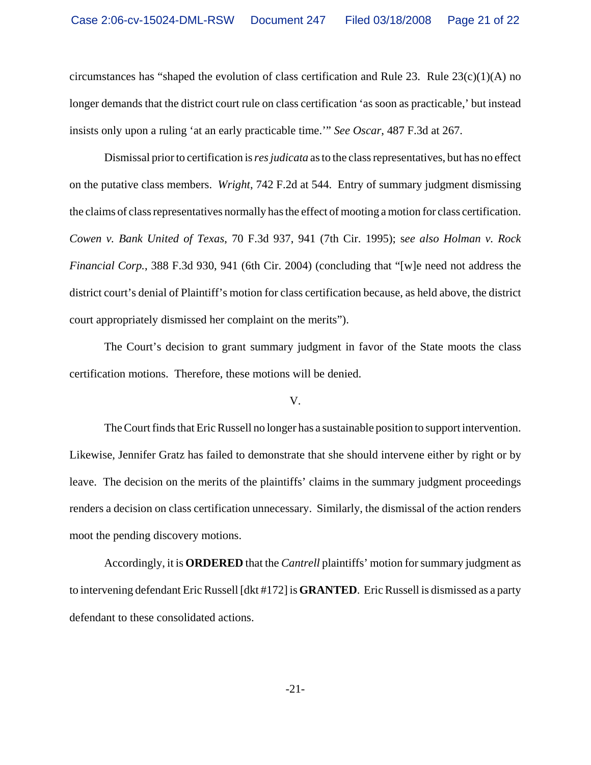circumstances has "shaped the evolution of class certification and Rule 23. Rule 23(c)(1)(A) no longer demands that the district court rule on class certification 'as soon as practicable,' but instead insists only upon a ruling 'at an early practicable time.'" *See Oscar*, 487 F.3d at 267.

Dismissal prior to certification is *res judicata* as to the class representatives, but has no effect on the putative class members. *Wright*, 742 F.2d at 544. Entry of summary judgment dismissing the claims of class representatives normally has the effect of mooting a motion for class certification. *Cowen v. Bank United of Texas*, 70 F.3d 937, 941 (7th Cir. 1995); s*ee also Holman v. Rock Financial Corp.*, 388 F.3d 930, 941 (6th Cir. 2004) (concluding that "[w]e need not address the district court's denial of Plaintiff's motion for class certification because, as held above, the district court appropriately dismissed her complaint on the merits").

The Court's decision to grant summary judgment in favor of the State moots the class certification motions. Therefore, these motions will be denied.

V.

The Court finds that Eric Russell no longer has a sustainable position to support intervention. Likewise, Jennifer Gratz has failed to demonstrate that she should intervene either by right or by leave. The decision on the merits of the plaintiffs' claims in the summary judgment proceedings renders a decision on class certification unnecessary. Similarly, the dismissal of the action renders moot the pending discovery motions.

Accordingly, it is **ORDERED** that the *Cantrell* plaintiffs' motion for summary judgment as to intervening defendant Eric Russell [dkt #172] is **GRANTED**. Eric Russell is dismissed as a party defendant to these consolidated actions.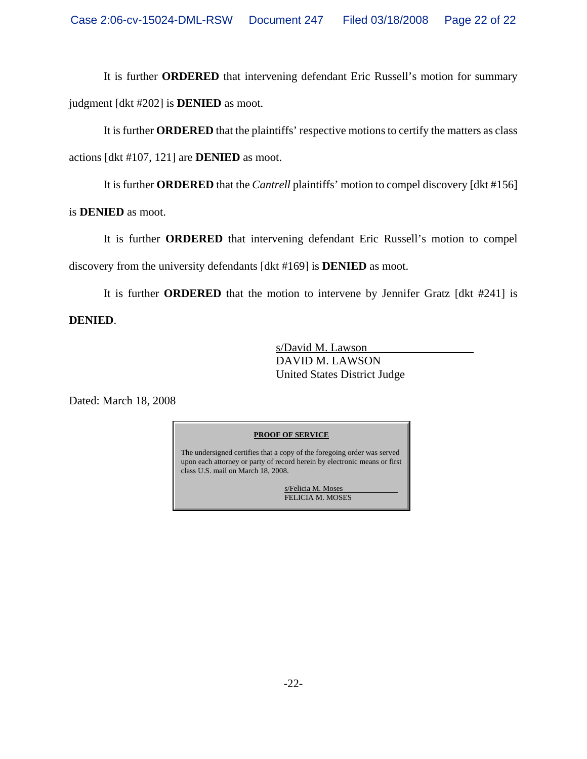It is further **ORDERED** that intervening defendant Eric Russell's motion for summary judgment [dkt #202] is **DENIED** as moot.

It is further **ORDERED** that the plaintiffs' respective motions to certify the matters as class actions [dkt #107, 121] are **DENIED** as moot.

It is further **ORDERED** that the *Cantrell* plaintiffs' motion to compel discovery [dkt #156] is **DENIED** as moot.

It is further **ORDERED** that intervening defendant Eric Russell's motion to compel discovery from the university defendants [dkt #169] is **DENIED** as moot.

It is further **ORDERED** that the motion to intervene by Jennifer Gratz [dkt #241] is **DENIED**.

s/David M. Lawson
DAVID M. LAWSON
United States District Judge

Dated: March 18, 2008

**PROOF OF SERVICE**

The undersigned certifies that a copy of the foregoing order was served upon each attorney or party of record herein by electronic means or first class U.S. mail on March 18, 2008.

s/Felicia M. Moses
FELICIA M. MOSES